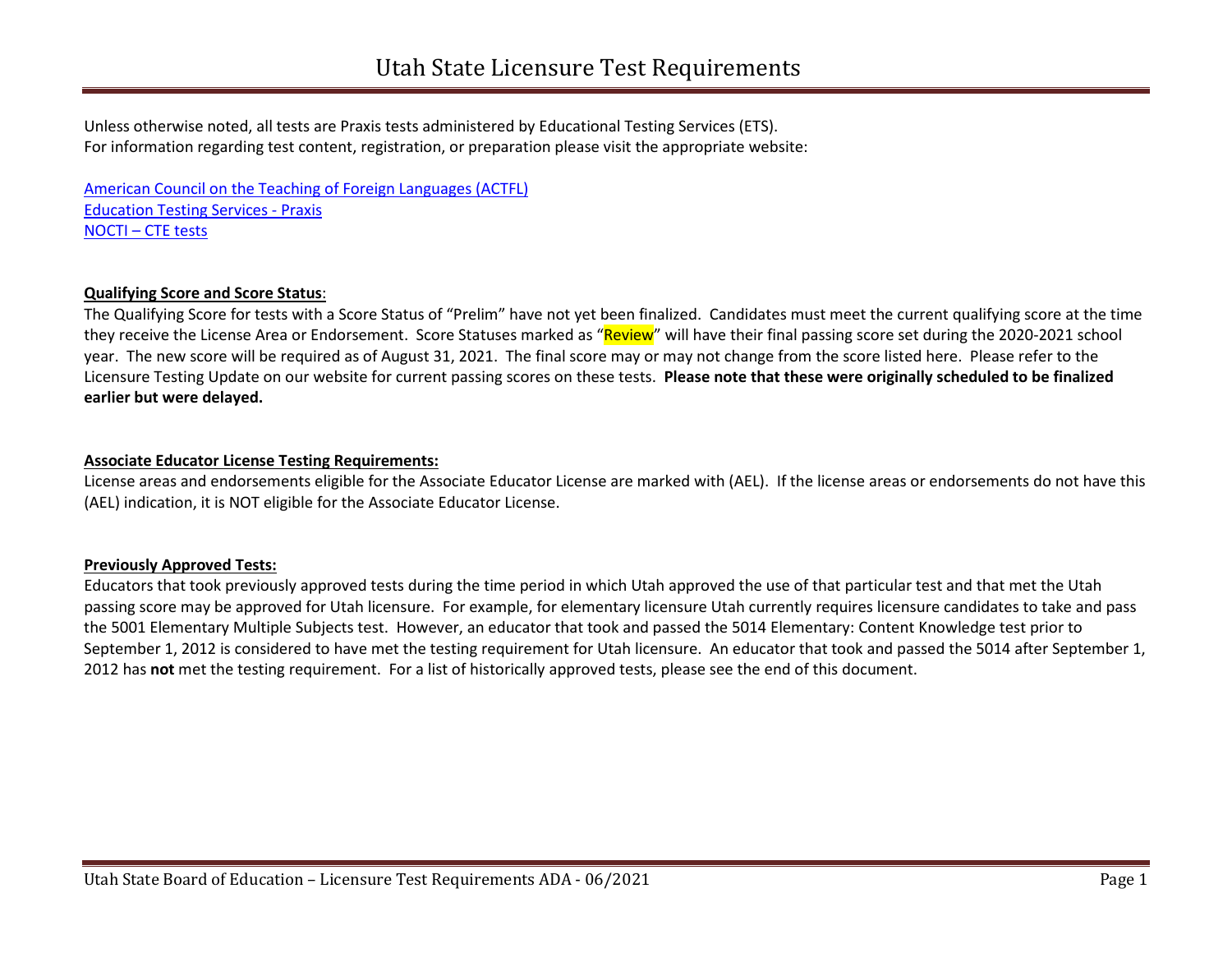# Utah State Licensure Test Requirements

Unless otherwise noted, all tests are Praxis tests administered by Educational Testing Services (ETS).
For information regarding test content, registration, or preparation please visit the appropriate website:

American Council on the Teaching of Foreign Languages (ACTFL)
Education Testing Services - Praxis
NOCTI – CTE tests

**Qualifying Score and Score Status**:
The Qualifying Score for tests with a Score Status of "Prelim" have not yet been finalized. Candidates must meet the current qualifying score at the time they receive the License Area or Endorsement. Score Statuses marked as "Review" will have their final passing score set during the 2020-2021 school year. The new score will be required as of August 31, 2021. The final score may or may not change from the score listed here. Please refer to the Licensure Testing Update on our website for current passing scores on these tests. **Please note that these were originally scheduled to be finalized earlier but were delayed.**

**Associate Educator License Testing Requirements:**
License areas and endorsements eligible for the Associate Educator License are marked with (AEL). If the license areas or endorsements do not have this (AEL) indication, it is NOT eligible for the Associate Educator License.

**Previously Approved Tests:**
Educators that took previously approved tests during the time period in which Utah approved the use of that particular test and that met the Utah passing score may be approved for Utah licensure. For example, for elementary licensure Utah currently requires licensure candidates to take and pass the 5001 Elementary Multiple Subjects test. However, an educator that took and passed the 5014 Elementary: Content Knowledge test prior to September 1, 2012 is considered to have met the testing requirement for Utah licensure. An educator that took and passed the 5014 after September 1, 2012 has **not** met the testing requirement. For a list of historically approved tests, please see the end of this document.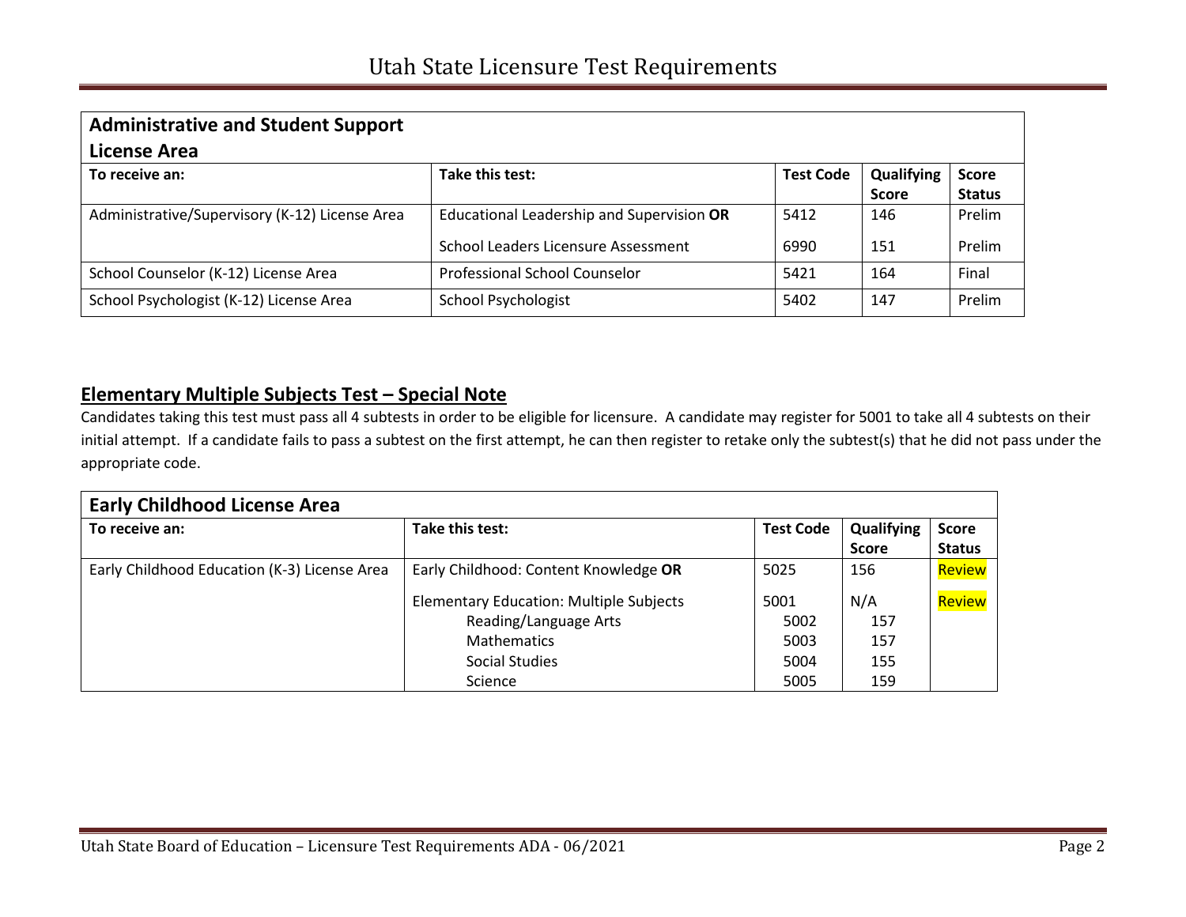| Administrative and Student Support License Area | | | | |
|---|---|---|---|---|
| **To receive an:** | **Take this test:** | **Test Code** | **Qualifying Score** | **Score Status** |
| Administrative/Supervisory (K-12) License Area | Educational Leadership and Supervision **OR** | 5412 | 146 | Prelim |
| | School Leaders Licensure Assessment | 6990 | 151 | Prelim |
| School Counselor (K-12) License Area | Professional School Counselor | 5421 | 164 | Final |
| School Psychologist (K-12) License Area | School Psychologist | 5402 | 147 | Prelim |

## Elementary Multiple Subjects Test – Special Note

Candidates taking this test must pass all 4 subtests in order to be eligible for licensure. A candidate may register for 5001 to take all 4 subtests on their initial attempt. If a candidate fails to pass a subtest on the first attempt, he can then register to retake only the subtest(s) that he did not pass under the appropriate code.

| Early Childhood License Area | | | | |
|---|---|---|---|---|
| **To receive an:** | **Take this test:** | **Test Code** | **Qualifying Score** | **Score Status** |
| Early Childhood Education (K-3) License Area | Early Childhood: Content Knowledge **OR** | 5025 | 156 | Review |
| | Elementary Education: Multiple Subjects | 5001 | N/A | Review |
| | Reading/Language Arts | 5002 | 157 | |
| | Mathematics | 5003 | 157 | |
| | Social Studies | 5004 | 155 | |
| | Science | 5005 | 159 | |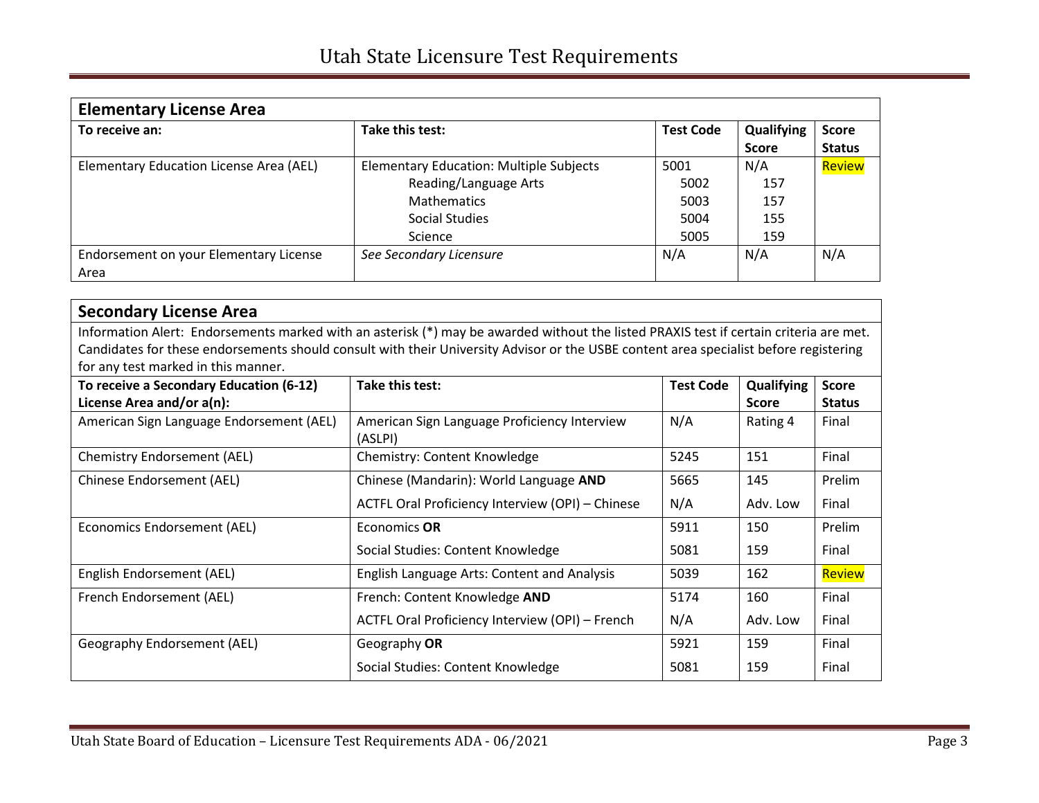# Utah State Licensure Test Requirements

| Elementary License Area | | | | |
|---|---|---|---|---|
| **To receive an:** | **Take this test:** | **Test Code** | **Qualifying Score** | **Score Status** |
| Elementary Education License Area (AEL) | Elementary Education: Multiple Subjects | 5001 | N/A | Review |
| | Reading/Language Arts | 5002 | 157 | |
| | Mathematics | 5003 | 157 | |
| | Social Studies | 5004 | 155 | |
| | Science | 5005 | 159 | |
| Endorsement on your Elementary License Area | *See Secondary Licensure* | N/A | N/A | N/A |

## Secondary License Area

Information Alert: Endorsements marked with an asterisk (*) may be awarded without the listed PRAXIS test if certain criteria are met. Candidates for these endorsements should consult with their University Advisor or the USBE content area specialist before registering for any test marked in this manner.

| To receive a Secondary Education (6-12) License Area and/or a(n): | Take this test: | Test Code | Qualifying Score | Score Status |
|---|---|---|---|---|
| American Sign Language Endorsement (AEL) | American Sign Language Proficiency Interview (ASLPI) | N/A | Rating 4 | Final |
| Chemistry Endorsement (AEL) | Chemistry: Content Knowledge | 5245 | 151 | Final |
| Chinese Endorsement (AEL) | Chinese (Mandarin): World Language **AND** | 5665 | 145 | Prelim |
| | ACTFL Oral Proficiency Interview (OPI) – Chinese | N/A | Adv. Low | Final |
| Economics Endorsement (AEL) | Economics **OR** | 5911 | 150 | Prelim |
| | Social Studies: Content Knowledge | 5081 | 159 | Final |
| English Endorsement (AEL) | English Language Arts: Content and Analysis | 5039 | 162 | Review |
| French Endorsement (AEL) | French: Content Knowledge **AND** | 5174 | 160 | Final |
| | ACTFL Oral Proficiency Interview (OPI) – French | N/A | Adv. Low | Final |
| Geography Endorsement (AEL) | Geography **OR** | 5921 | 159 | Final |
| | Social Studies: Content Knowledge | 5081 | 159 | Final |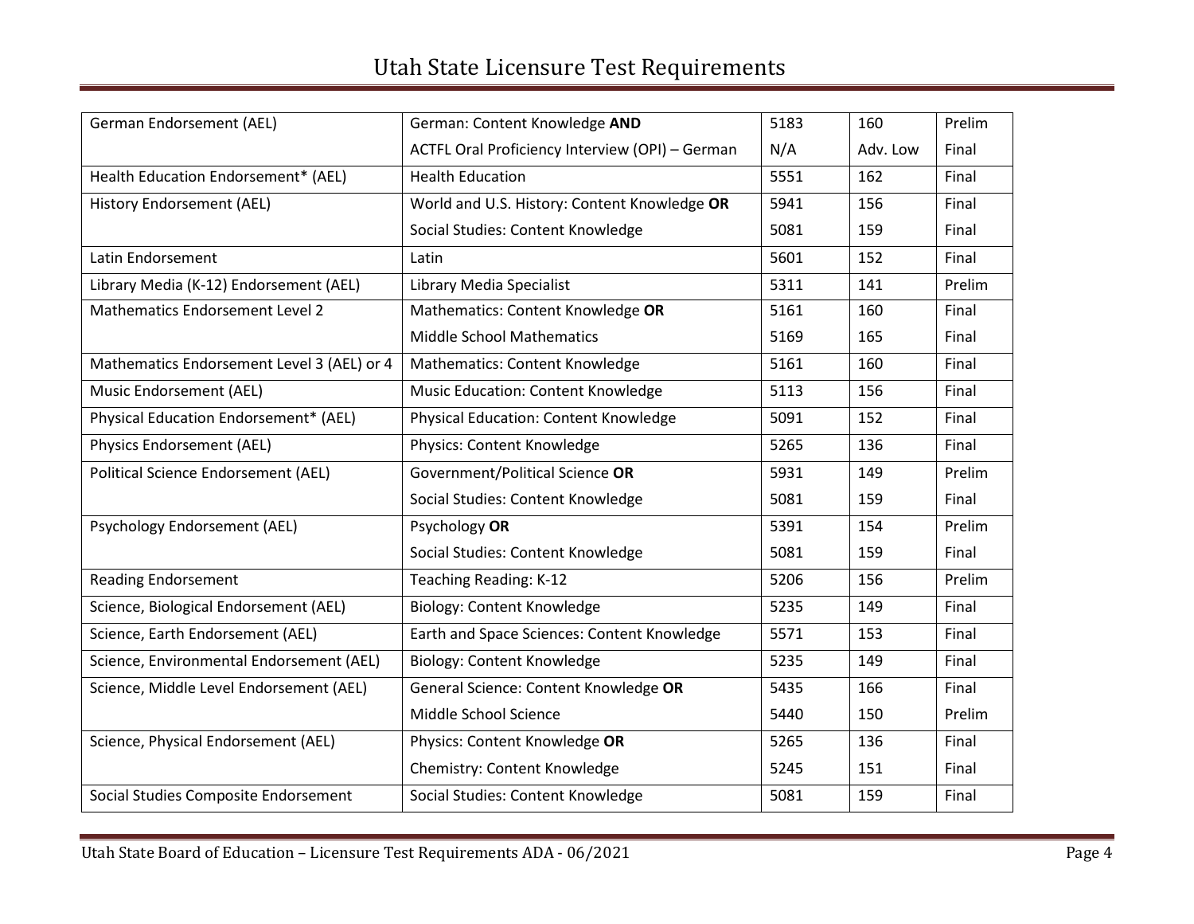| | | | | |
|---|---|---|---|---|
| German Endorsement (AEL) | German: Content Knowledge **AND** | 5183 | 160 | Prelim |
| | ACTFL Oral Proficiency Interview (OPI) – German | N/A | Adv. Low | Final |
| Health Education Endorsement* (AEL) | Health Education | 5551 | 162 | Final |
| History Endorsement (AEL) | World and U.S. History: Content Knowledge **OR** | 5941 | 156 | Final |
| | Social Studies: Content Knowledge | 5081 | 159 | Final |
| Latin Endorsement | Latin | 5601 | 152 | Final |
| Library Media (K-12) Endorsement (AEL) | Library Media Specialist | 5311 | 141 | Prelim |
| Mathematics Endorsement Level 2 | Mathematics: Content Knowledge **OR** | 5161 | 160 | Final |
| | Middle School Mathematics | 5169 | 165 | Final |
| Mathematics Endorsement Level 3 (AEL) or 4 | Mathematics: Content Knowledge | 5161 | 160 | Final |
| Music Endorsement (AEL) | Music Education: Content Knowledge | 5113 | 156 | Final |
| Physical Education Endorsement* (AEL) | Physical Education: Content Knowledge | 5091 | 152 | Final |
| Physics Endorsement (AEL) | Physics: Content Knowledge | 5265 | 136 | Final |
| Political Science Endorsement (AEL) | Government/Political Science **OR** | 5931 | 149 | Prelim |
| | Social Studies: Content Knowledge | 5081 | 159 | Final |
| Psychology Endorsement (AEL) | Psychology **OR** | 5391 | 154 | Prelim |
| | Social Studies: Content Knowledge | 5081 | 159 | Final |
| Reading Endorsement | Teaching Reading: K-12 | 5206 | 156 | Prelim |
| Science, Biological Endorsement (AEL) | Biology: Content Knowledge | 5235 | 149 | Final |
| Science, Earth Endorsement (AEL) | Earth and Space Sciences: Content Knowledge | 5571 | 153 | Final |
| Science, Environmental Endorsement (AEL) | Biology: Content Knowledge | 5235 | 149 | Final |
| Science, Middle Level Endorsement (AEL) | General Science: Content Knowledge **OR** | 5435 | 166 | Final |
| | Middle School Science | 5440 | 150 | Prelim |
| Science, Physical Endorsement (AEL) | Physics: Content Knowledge **OR** | 5265 | 136 | Final |
| | Chemistry: Content Knowledge | 5245 | 151 | Final |
| Social Studies Composite Endorsement | Social Studies: Content Knowledge | 5081 | 159 | Final |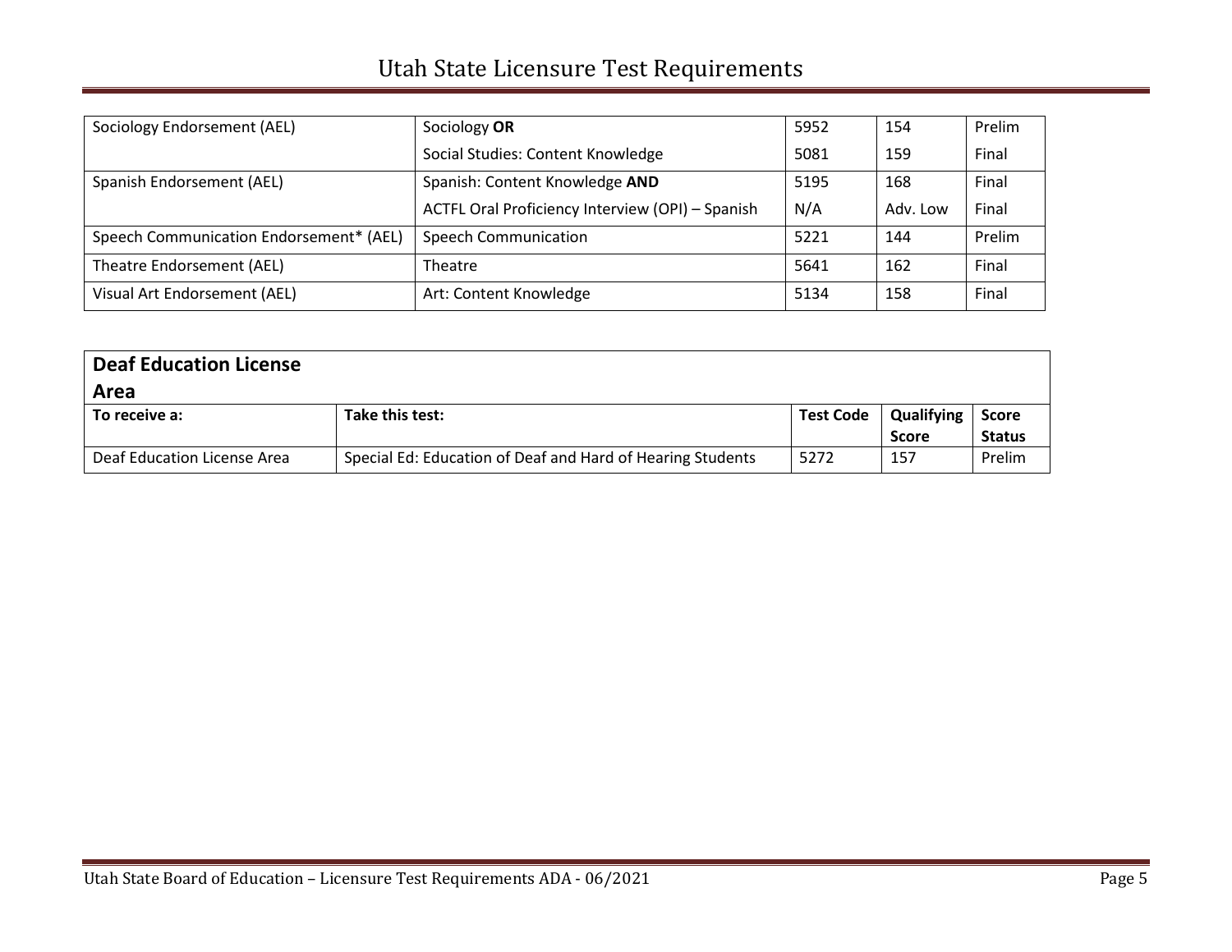| Sociology Endorsement (AEL) | Sociology **OR** | 5952 | 154 | Prelim |
|---|---|---|---|---|
| | Social Studies: Content Knowledge | 5081 | 159 | Final |
| Spanish Endorsement (AEL) | Spanish: Content Knowledge **AND** | 5195 | 168 | Final |
| | ACTFL Oral Proficiency Interview (OPI) – Spanish | N/A | Adv. Low | Final |
| Speech Communication Endorsement* (AEL) | Speech Communication | 5221 | 144 | Prelim |
| Theatre Endorsement (AEL) | Theatre | 5641 | 162 | Final |
| Visual Art Endorsement (AEL) | Art: Content Knowledge | 5134 | 158 | Final |

## Deaf Education License Area

| To receive a: | Take this test: | Test Code | Qualifying Score | Score Status |
|---|---|---|---|---|
| Deaf Education License Area | Special Ed: Education of Deaf and Hard of Hearing Students | 5272 | 157 | Prelim |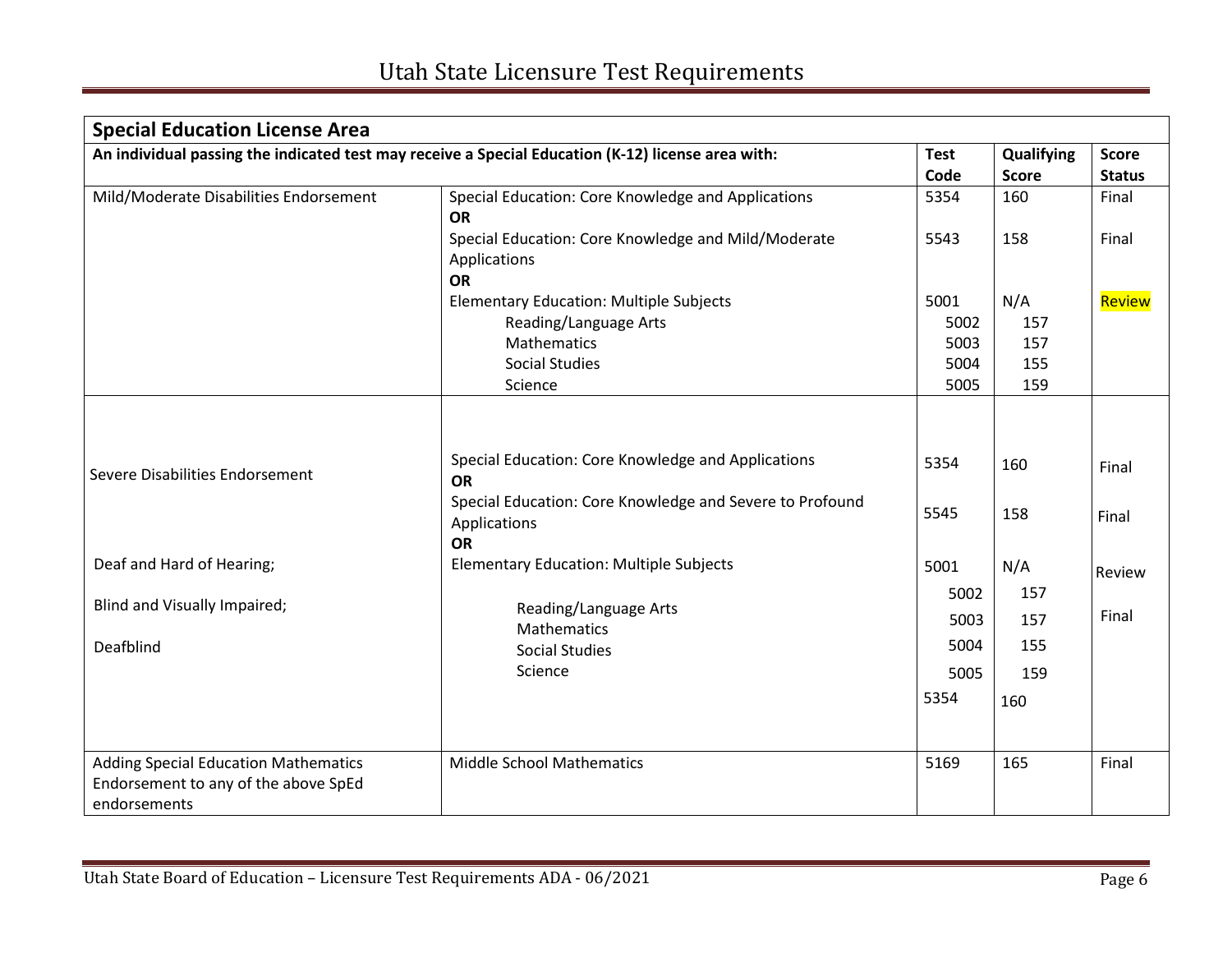| Special Education License Area | | | | |
|---|---|---|---|---|
| **An individual passing the indicated test may receive a Special Education (K-12) license area with:** | | **Test Code** | **Qualifying Score** | **Score Status** |
| Mild/Moderate Disabilities Endorsement | Special Education: Core Knowledge and Applications<br>**OR**<br>Special Education: Core Knowledge and Mild/Moderate Applications<br>**OR**<br>Elementary Education: Multiple Subjects<br>Reading/Language Arts<br>Mathematics<br>Social Studies<br>Science | 5354<br><br>5543<br><br><br>5001<br>5002<br>5003<br>5004<br>5005 | 160<br><br>158<br><br><br>N/A<br>157<br>157<br>155<br>159 | Final<br><br>Final<br><br><br>Review |
| Severe Disabilities Endorsement<br><br>Deaf and Hard of Hearing;<br><br>Blind and Visually Impaired;<br><br>Deafblind | Special Education: Core Knowledge and Applications<br>**OR**<br>Special Education: Core Knowledge and Severe to Profound Applications<br>**OR**<br>Elementary Education: Multiple Subjects<br>Reading/Language Arts<br>Mathematics<br>Social Studies<br>Science | 5354<br><br>5545<br><br>5001<br>5002<br>5003<br>5004<br>5005<br>5354 | 160<br><br>158<br><br>N/A<br>157<br>157<br>155<br>159<br>160 | Final<br><br>Final<br><br>Review<br>Final |
| Adding Special Education Mathematics Endorsement to any of the above SpEd endorsements | Middle School Mathematics | 5169 | 165 | Final |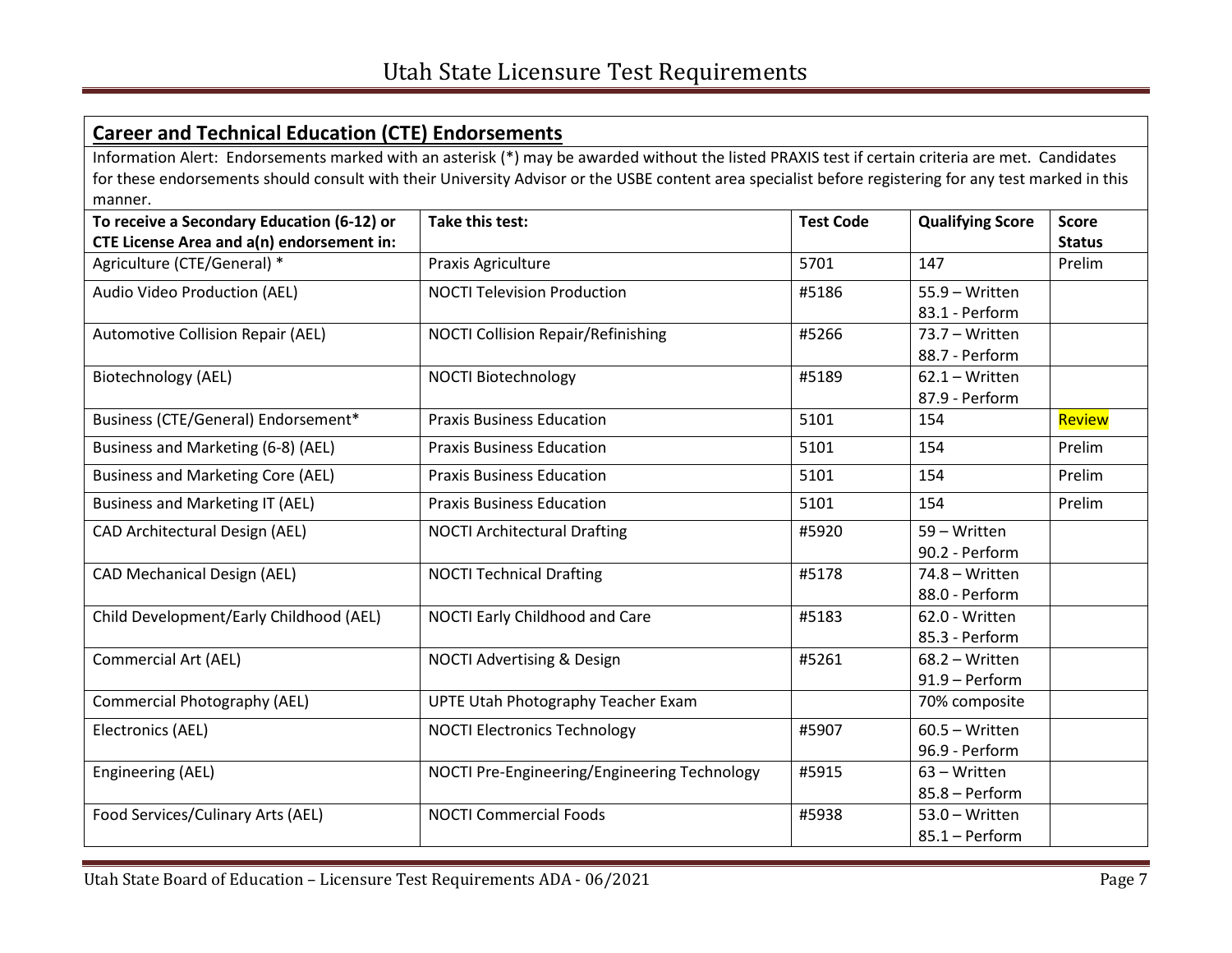## Career and Technical Education (CTE) Endorsements

Information Alert: Endorsements marked with an asterisk (*) may be awarded without the listed PRAXIS test if certain criteria are met. Candidates for these endorsements should consult with their University Advisor or the USBE content area specialist before registering for any test marked in this manner.

| To receive a Secondary Education (6-12) or CTE License Area and a(n) endorsement in: | Take this test: | Test Code | Qualifying Score | Score Status |
|---|---|---|---|---|
| Agriculture (CTE/General) * | Praxis Agriculture | 5701 | 147 | Prelim |
| Audio Video Production (AEL) | NOCTI Television Production | #5186 | 55.9 – Written<br>83.1 - Perform | |
| Automotive Collision Repair (AEL) | NOCTI Collision Repair/Refinishing | #5266 | 73.7 – Written<br>88.7 - Perform | |
| Biotechnology (AEL) | NOCTI Biotechnology | #5189 | 62.1 – Written<br>87.9 - Perform | |
| Business (CTE/General) Endorsement* | Praxis Business Education | 5101 | 154 | Review |
| Business and Marketing (6-8) (AEL) | Praxis Business Education | 5101 | 154 | Prelim |
| Business and Marketing Core (AEL) | Praxis Business Education | 5101 | 154 | Prelim |
| Business and Marketing IT (AEL) | Praxis Business Education | 5101 | 154 | Prelim |
| CAD Architectural Design (AEL) | NOCTI Architectural Drafting | #5920 | 59 – Written<br>90.2 - Perform | |
| CAD Mechanical Design (AEL) | NOCTI Technical Drafting | #5178 | 74.8 – Written<br>88.0 - Perform | |
| Child Development/Early Childhood (AEL) | NOCTI Early Childhood and Care | #5183 | 62.0 - Written<br>85.3 - Perform | |
| Commercial Art (AEL) | NOCTI Advertising & Design | #5261 | 68.2 – Written<br>91.9 – Perform | |
| Commercial Photography (AEL) | UPTE Utah Photography Teacher Exam | | 70% composite | |
| Electronics (AEL) | NOCTI Electronics Technology | #5907 | 60.5 – Written<br>96.9 - Perform | |
| Engineering (AEL) | NOCTI Pre-Engineering/Engineering Technology | #5915 | 63 – Written<br>85.8 – Perform | |
| Food Services/Culinary Arts (AEL) | NOCTI Commercial Foods | #5938 | 53.0 – Written<br>85.1 – Perform | |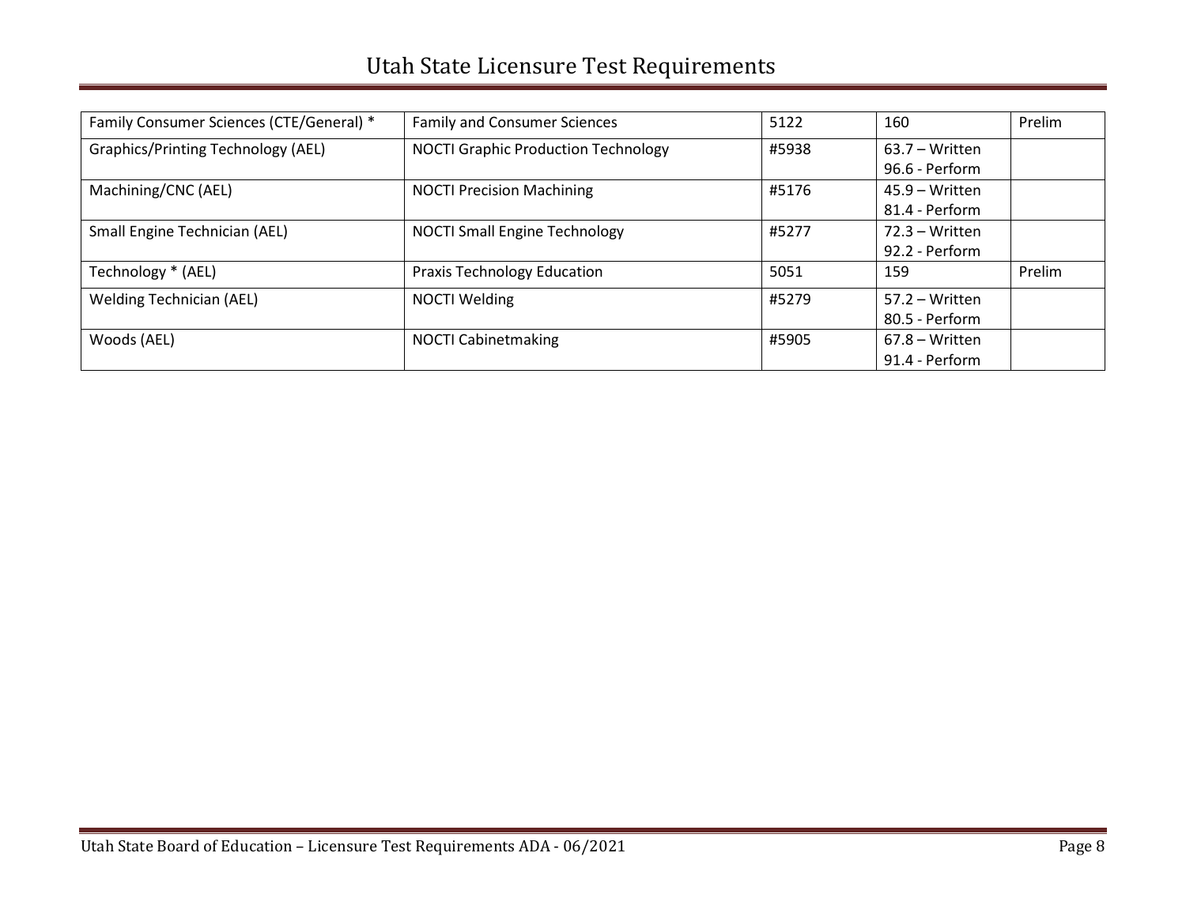| Family Consumer Sciences (CTE/General) * | Family and Consumer Sciences | 5122 | 160 | Prelim |
|---|---|---|---|---|
| Graphics/Printing Technology (AEL) | NOCTI Graphic Production Technology | #5938 | 63.7 – Written<br>96.6 - Perform | |
| Machining/CNC (AEL) | NOCTI Precision Machining | #5176 | 45.9 – Written<br>81.4 - Perform | |
| Small Engine Technician (AEL) | NOCTI Small Engine Technology | #5277 | 72.3 – Written<br>92.2 - Perform | |
| Technology * (AEL) | Praxis Technology Education | 5051 | 159 | Prelim |
| Welding Technician (AEL) | NOCTI Welding | #5279 | 57.2 – Written<br>80.5 - Perform | |
| Woods (AEL) | NOCTI Cabinetmaking | #5905 | 67.8 – Written<br>91.4 - Perform | |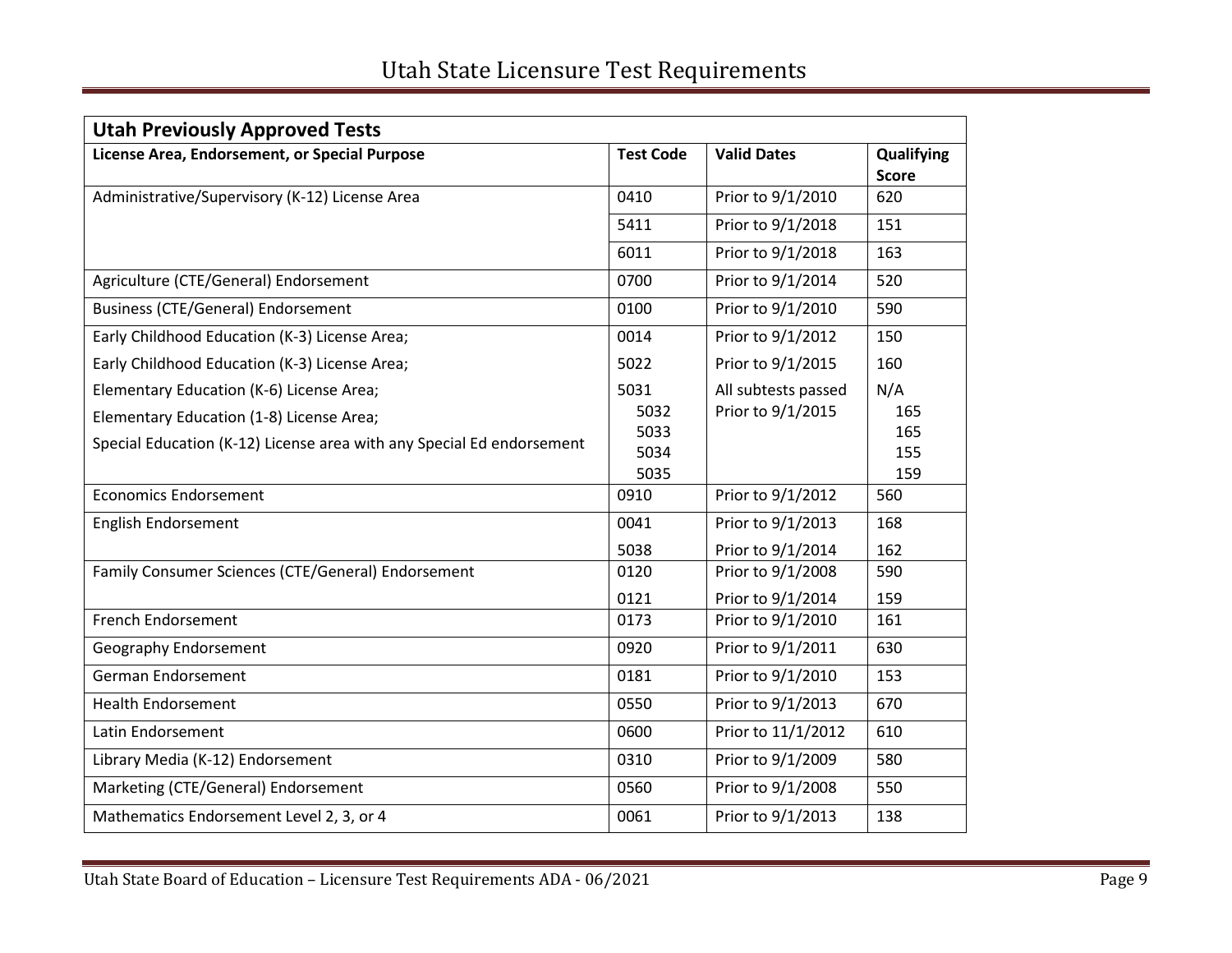| Utah Previously Approved Tests | | | |
|---|---|---|---|
| **License Area, Endorsement, or Special Purpose** | **Test Code** | **Valid Dates** | **Qualifying Score** |
| Administrative/Supervisory (K-12) License Area | 0410 | Prior to 9/1/2010 | 620 |
| | 5411 | Prior to 9/1/2018 | 151 |
| | 6011 | Prior to 9/1/2018 | 163 |
| Agriculture (CTE/General) Endorsement | 0700 | Prior to 9/1/2014 | 520 |
| Business (CTE/General) Endorsement | 0100 | Prior to 9/1/2010 | 590 |
| Early Childhood Education (K-3) License Area; | 0014 | Prior to 9/1/2012 | 150 |
| Early Childhood Education (K-3) License Area; | 5022 | Prior to 9/1/2015 | 160 |
| Elementary Education (K-6) License Area; Elementary Education (1-8) License Area; Special Education (K-12) License area with any Special Ed endorsement | 5031<br>5032<br>5033<br>5034<br>5035 | All subtests passed Prior to 9/1/2015 | N/A<br>165<br>165<br>155<br>159 |
| Economics Endorsement | 0910 | Prior to 9/1/2012 | 560 |
| English Endorsement | 0041 | Prior to 9/1/2013 | 168 |
| | 5038 | Prior to 9/1/2014 | 162 |
| Family Consumer Sciences (CTE/General) Endorsement | 0120 | Prior to 9/1/2008 | 590 |
| | 0121 | Prior to 9/1/2014 | 159 |
| French Endorsement | 0173 | Prior to 9/1/2010 | 161 |
| Geography Endorsement | 0920 | Prior to 9/1/2011 | 630 |
| German Endorsement | 0181 | Prior to 9/1/2010 | 153 |
| Health Endorsement | 0550 | Prior to 9/1/2013 | 670 |
| Latin Endorsement | 0600 | Prior to 11/1/2012 | 610 |
| Library Media (K-12) Endorsement | 0310 | Prior to 9/1/2009 | 580 |
| Marketing (CTE/General) Endorsement | 0560 | Prior to 9/1/2008 | 550 |
| Mathematics Endorsement Level 2, 3, or 4 | 0061 | Prior to 9/1/2013 | 138 |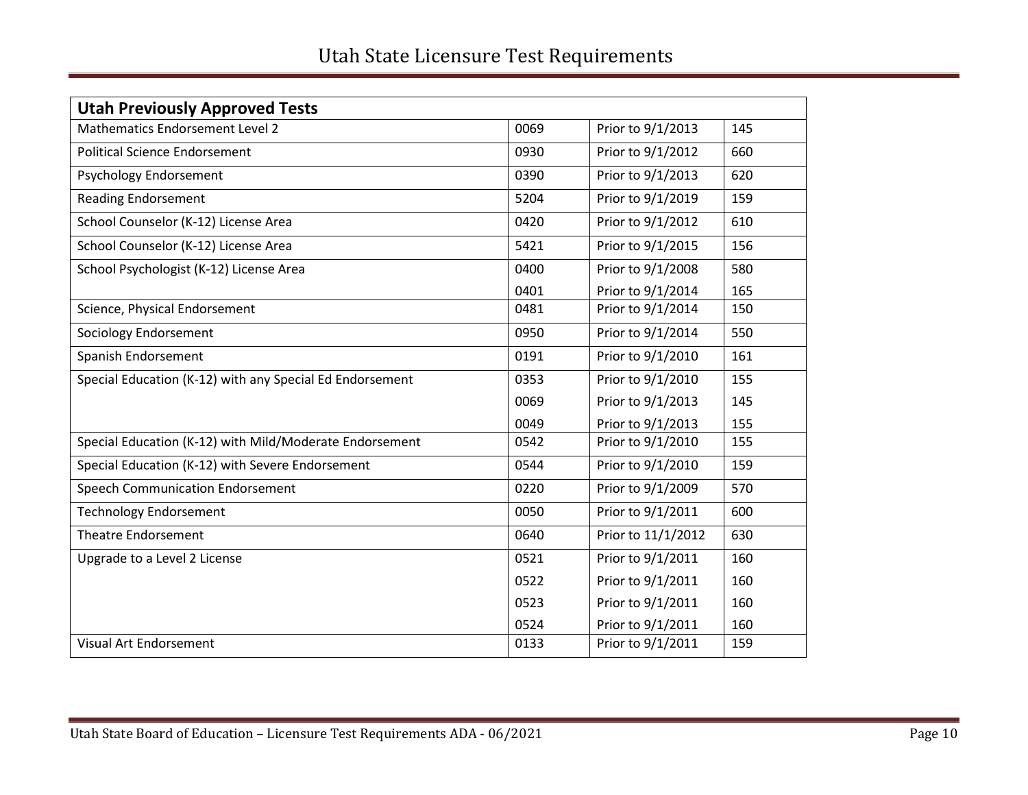| Utah Previously Approved Tests | | | |
| --- | --- | --- | --- |
| Mathematics Endorsement Level 2 | 0069 | Prior to 9/1/2013 | 145 |
| Political Science Endorsement | 0930 | Prior to 9/1/2012 | 660 |
| Psychology Endorsement | 0390 | Prior to 9/1/2013 | 620 |
| Reading Endorsement | 5204 | Prior to 9/1/2019 | 159 |
| School Counselor (K-12) License Area | 0420 | Prior to 9/1/2012 | 610 |
| School Counselor (K-12) License Area | 5421 | Prior to 9/1/2015 | 156 |
| School Psychologist (K-12) License Area | 0400 | Prior to 9/1/2008 | 580 |
| | 0401 | Prior to 9/1/2014 | 165 |
| Science, Physical Endorsement | 0481 | Prior to 9/1/2014 | 150 |
| Sociology Endorsement | 0950 | Prior to 9/1/2014 | 550 |
| Spanish Endorsement | 0191 | Prior to 9/1/2010 | 161 |
| Special Education (K-12) with any Special Ed Endorsement | 0353 | Prior to 9/1/2010 | 155 |
| | 0069 | Prior to 9/1/2013 | 145 |
| | 0049 | Prior to 9/1/2013 | 155 |
| Special Education (K-12) with Mild/Moderate Endorsement | 0542 | Prior to 9/1/2010 | 155 |
| Special Education (K-12) with Severe Endorsement | 0544 | Prior to 9/1/2010 | 159 |
| Speech Communication Endorsement | 0220 | Prior to 9/1/2009 | 570 |
| Technology Endorsement | 0050 | Prior to 9/1/2011 | 600 |
| Theatre Endorsement | 0640 | Prior to 11/1/2012 | 630 |
| Upgrade to a Level 2 License | 0521 | Prior to 9/1/2011 | 160 |
| | 0522 | Prior to 9/1/2011 | 160 |
| | 0523 | Prior to 9/1/2011 | 160 |
| | 0524 | Prior to 9/1/2011 | 160 |
| Visual Art Endorsement | 0133 | Prior to 9/1/2011 | 159 |